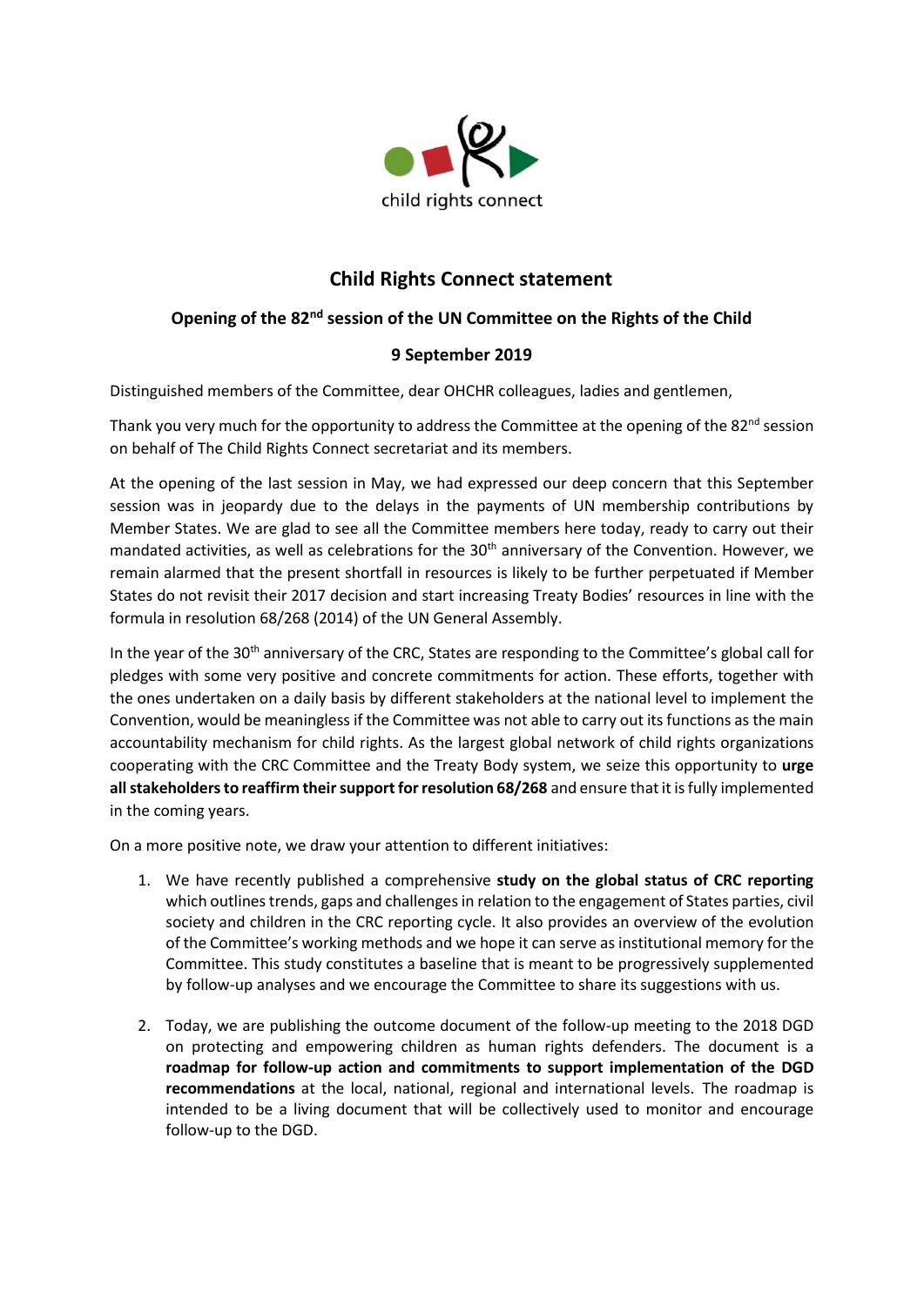child rights connect

# Child Rights Connect statement

## Opening of the 82nd session of the UN Committee on the Rights of the Child

## 9 September 2019

Distinguished members of the Committee, dear OHCHR colleagues, ladies and gentlemen,

Thank you very much for the opportunity to address the Committee at the opening of the 82nd session on behalf of The Child Rights Connect secretariat and its members.

At the opening of the last session in May, we had expressed our deep concern that this September session was in jeopardy due to the delays in the payments of UN membership contributions by Member States. We are glad to see all the Committee members here today, ready to carry out their mandated activities, as well as celebrations for the 30th anniversary of the Convention. However, we remain alarmed that the present shortfall in resources is likely to be further perpetuated if Member States do not revisit their 2017 decision and start increasing Treaty Bodies' resources in line with the formula in resolution 68/268 (2014) of the UN General Assembly.

In the year of the 30th anniversary of the CRC, States are responding to the Committee's global call for pledges with some very positive and concrete commitments for action. These efforts, together with the ones undertaken on a daily basis by different stakeholders at the national level to implement the Convention, would be meaningless if the Committee was not able to carry out its functions as the main accountability mechanism for child rights. As the largest global network of child rights organizations cooperating with the CRC Committee and the Treaty Body system, we seize this opportunity to **urge all stakeholders to reaffirm their support for resolution 68/268** and ensure that it is fully implemented in the coming years.

On a more positive note, we draw your attention to different initiatives:

1. We have recently published a comprehensive **study on the global status of CRC reporting** which outlines trends, gaps and challenges in relation to the engagement of States parties, civil society and children in the CRC reporting cycle. It also provides an overview of the evolution of the Committee's working methods and we hope it can serve as institutional memory for the Committee. This study constitutes a baseline that is meant to be progressively supplemented by follow-up analyses and we encourage the Committee to share its suggestions with us.

2. Today, we are publishing the outcome document of the follow-up meeting to the 2018 DGD on protecting and empowering children as human rights defenders. The document is a **roadmap for follow-up action and commitments to support implementation of the DGD recommendations** at the local, national, regional and international levels. The roadmap is intended to be a living document that will be collectively used to monitor and encourage follow-up to the DGD.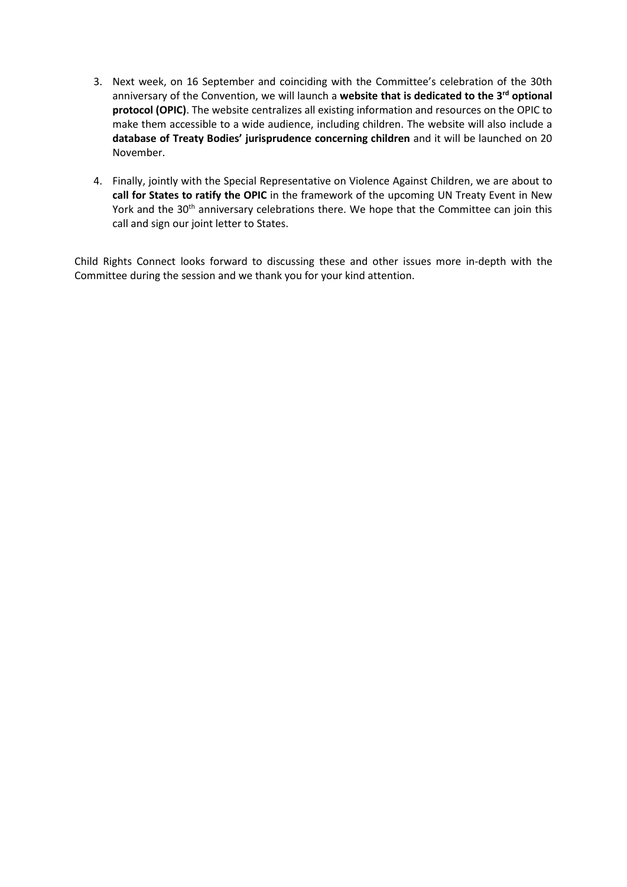3. Next week, on 16 September and coinciding with the Committee's celebration of the 30th anniversary of the Convention, we will launch a **website that is dedicated to the 3rd optional protocol (OPIC)**. The website centralizes all existing information and resources on the OPIC to make them accessible to a wide audience, including children. The website will also include a **database of Treaty Bodies' jurisprudence concerning children** and it will be launched on 20 November.

4. Finally, jointly with the Special Representative on Violence Against Children, we are about to **call for States to ratify the OPIC** in the framework of the upcoming UN Treaty Event in New York and the 30th anniversary celebrations there. We hope that the Committee can join this call and sign our joint letter to States.

Child Rights Connect looks forward to discussing these and other issues more in-depth with the Committee during the session and we thank you for your kind attention.